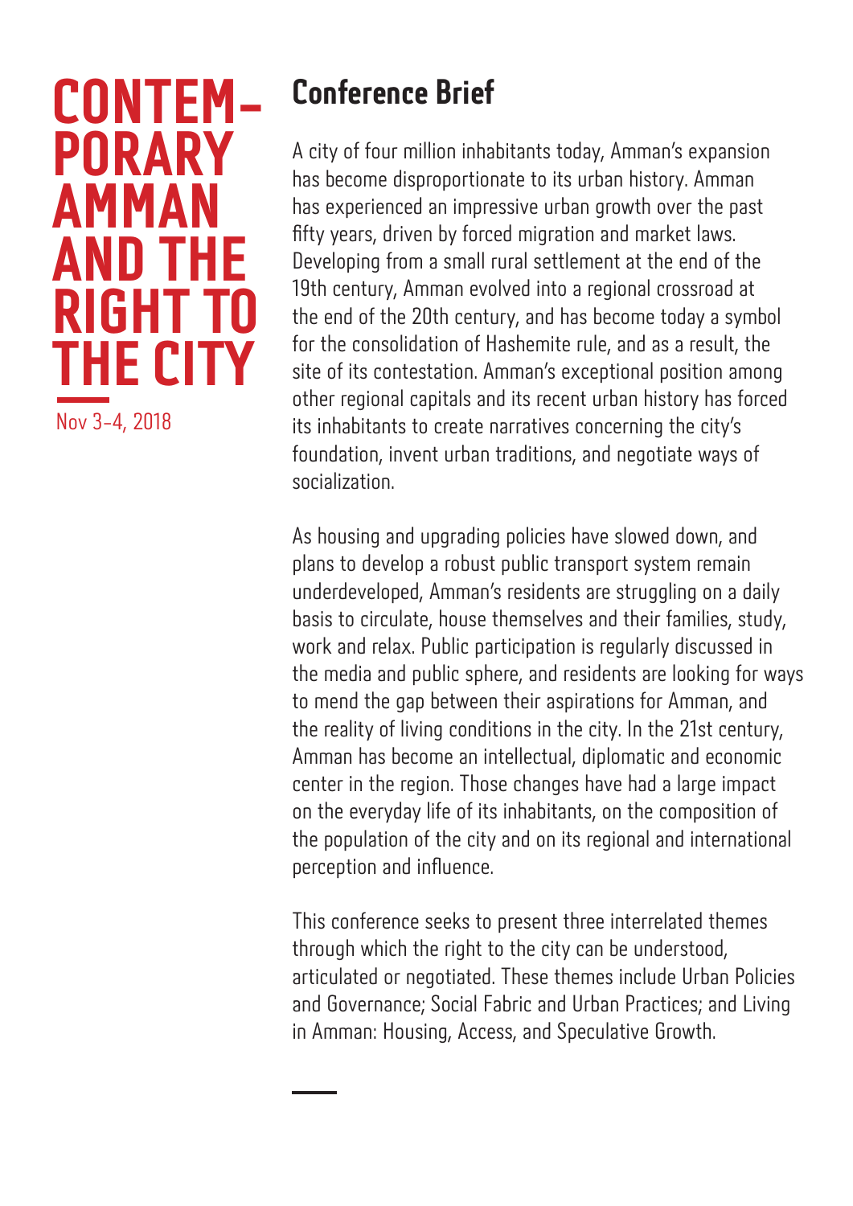# CONTEMPORARY AMMAN AND THE RIGHT TO THE CITY

Nov 3-4, 2018

## Conference Brief

A city of four million inhabitants today, Amman's expansion has become disproportionate to its urban history. Amman has experienced an impressive urban growth over the past fifty years, driven by forced migration and market laws. Developing from a small rural settlement at the end of the 19th century, Amman evolved into a regional crossroad at the end of the 20th century, and has become today a symbol for the consolidation of Hashemite rule, and as a result, the site of its contestation. Amman's exceptional position among other regional capitals and its recent urban history has forced its inhabitants to create narratives concerning the city's foundation, invent urban traditions, and negotiate ways of socialization.

As housing and upgrading policies have slowed down, and plans to develop a robust public transport system remain underdeveloped, Amman's residents are struggling on a daily basis to circulate, house themselves and their families, study, work and relax. Public participation is regularly discussed in the media and public sphere, and residents are looking for ways to mend the gap between their aspirations for Amman, and the reality of living conditions in the city. In the 21st century, Amman has become an intellectual, diplomatic and economic center in the region. Those changes have had a large impact on the everyday life of its inhabitants, on the composition of the population of the city and on its regional and international perception and influence.

This conference seeks to present three interrelated themes through which the right to the city can be understood, articulated or negotiated. These themes include Urban Policies and Governance; Social Fabric and Urban Practices; and Living in Amman: Housing, Access, and Speculative Growth.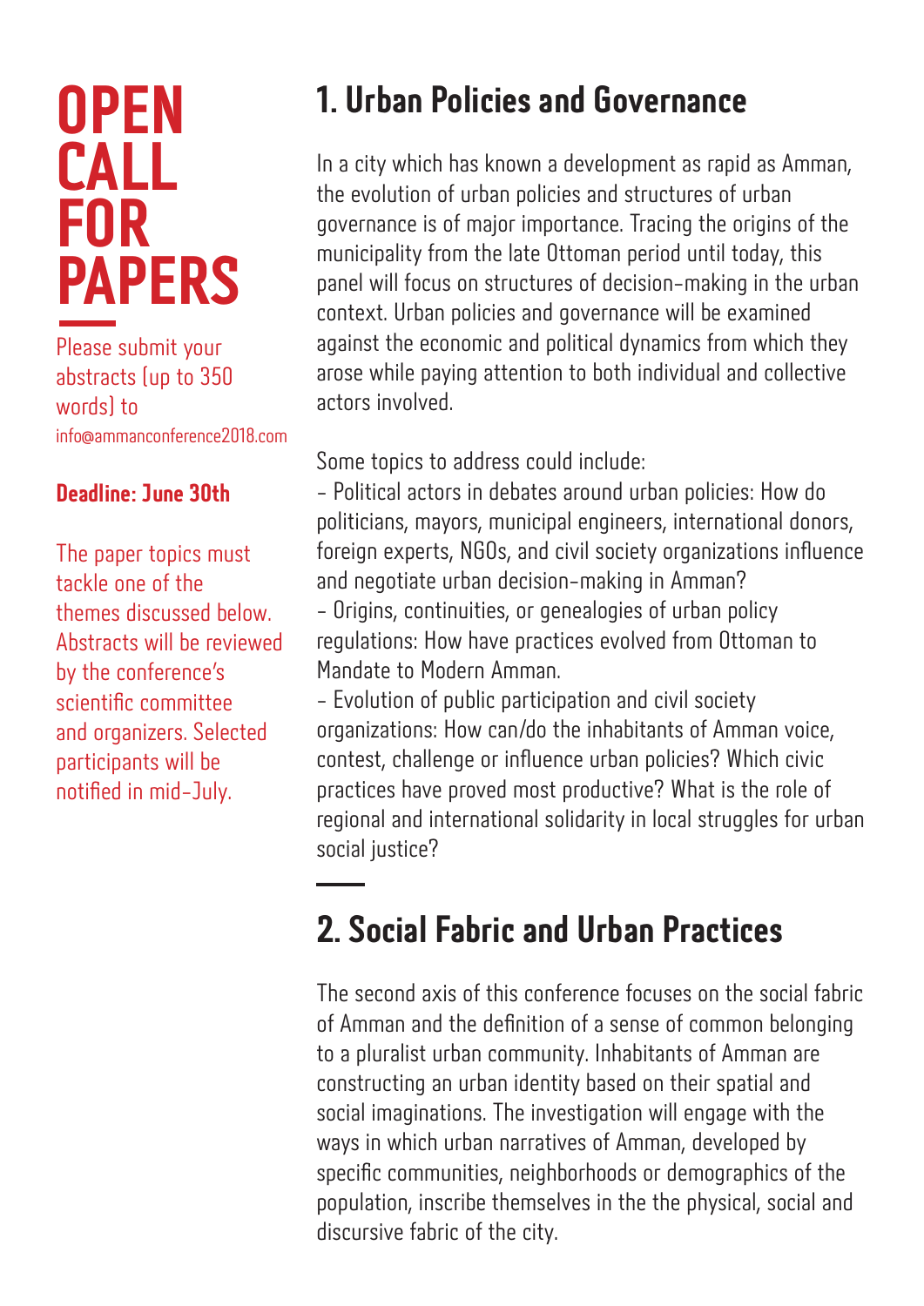# OPEN CALL FOR PAPERS

Please submit your abstracts (up to 350 words) to info@ammanconference2018.com

**Deadline: June 30th**

The paper topics must tackle one of the themes discussed below. Abstracts will be reviewed by the conference's scientific committee and organizers. Selected participants will be notified in mid-July.

## 1. Urban Policies and Governance

In a city which has known a development as rapid as Amman, the evolution of urban policies and structures of urban governance is of major importance. Tracing the origins of the municipality from the late Ottoman period until today, this panel will focus on structures of decision-making in the urban context. Urban policies and governance will be examined against the economic and political dynamics from which they arose while paying attention to both individual and collective actors involved.

Some topics to address could include:

- Political actors in debates around urban policies: How do politicians, mayors, municipal engineers, international donors, foreign experts, NGOs, and civil society organizations influence and negotiate urban decision-making in Amman?
- Origins, continuities, or genealogies of urban policy regulations: How have practices evolved from Ottoman to Mandate to Modern Amman.
- Evolution of public participation and civil society organizations: How can/do the inhabitants of Amman voice, contest, challenge or influence urban policies? Which civic practices have proved most productive? What is the role of regional and international solidarity in local struggles for urban social justice?

## 2. Social Fabric and Urban Practices

The second axis of this conference focuses on the social fabric of Amman and the definition of a sense of common belonging to a pluralist urban community. Inhabitants of Amman are constructing an urban identity based on their spatial and social imaginations. The investigation will engage with the ways in which urban narratives of Amman, developed by specific communities, neighborhoods or demographics of the population, inscribe themselves in the the physical, social and discursive fabric of the city.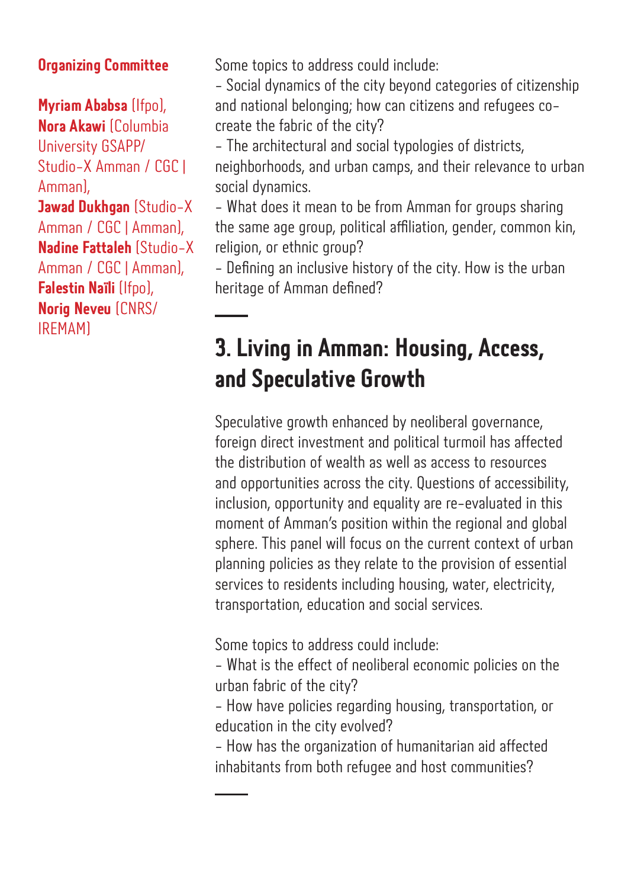**Organizing Committee**

**Myriam Ababsa** (Ifpo), **Nora Akawi** (Columbia University GSAPP/ Studio-X Amman / CGC | Amman), **Jawad Dukhgan** (Studio-X Amman / CGC | Amman), **Nadine Fattaleh** (Studio-X Amman / CGC | Amman), **Falestin Naïli** (Ifpo), **Norig Neveu** (CNRS/ IREMAM)

Some topics to address could include:
- Social dynamics of the city beyond categories of citizenship and national belonging; how can citizens and refugees co-create the fabric of the city?
- The architectural and social typologies of districts, neighborhoods, and urban camps, and their relevance to urban social dynamics.
- What does it mean to be from Amman for groups sharing the same age group, political affiliation, gender, common kin, religion, or ethnic group?
- Defining an inclusive history of the city. How is the urban heritage of Amman defined?

## 3. Living in Amman: Housing, Access, and Speculative Growth

Speculative growth enhanced by neoliberal governance, foreign direct investment and political turmoil has affected the distribution of wealth as well as access to resources and opportunities across the city. Questions of accessibility, inclusion, opportunity and equality are re-evaluated in this moment of Amman's position within the regional and global sphere. This panel will focus on the current context of urban planning policies as they relate to the provision of essential services to residents including housing, water, electricity, transportation, education and social services.

Some topics to address could include:
- What is the effect of neoliberal economic policies on the urban fabric of the city?
- How have policies regarding housing, transportation, or education in the city evolved?
- How has the organization of humanitarian aid affected inhabitants from both refugee and host communities?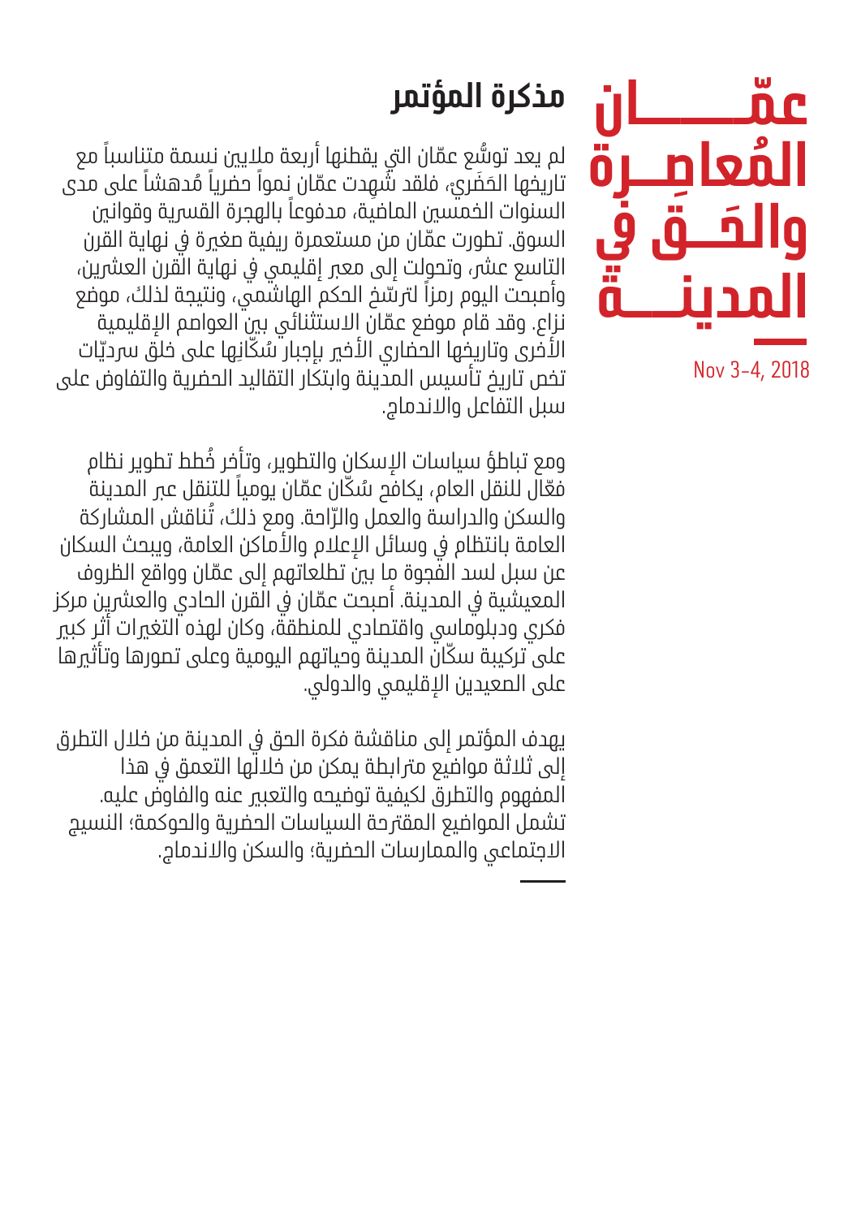# عمّان المُعاصِرة والحَق في المدينة

Nov 3-4, 2018

## مذكرة المؤتمر

لم يعد توسُّع عمّان التي يقطنها أربعة ملايين نسمة متناسباً مع تاريخها الحَضَري، فلقد شهِدت عمّان نمواً حضرياً مُدهشاً على مدى السنوات الخمسين الماضية، مدفوعاً بالهجرة القسرية وقوانين السوق. تطورت عمّان من مستعمرة ريفية صغيرة في نهاية القرن التاسع عشر، وتحولت إلى معبر إقليمي في نهاية القرن العشرين، وأصبحت اليوم رمزاً لترسّخ الحكم الهاشمي، ونتيجة لذلك، موضع نزاع. وقد قام موضع عمّان الاستثنائي بين العواصم الإقليمية الأخرى وتاريخها الحضاري الأخير بإجبار سُكّانِها على خلق سرديّات تخص تاريخ تأسيس المدينة وابتكار التقاليد الحضرية والتفاوض على سبل التفاعل والاندماج.

ومع تباطؤ سياسات الإسكان والتطوير، وتأخر خُطط تطوير نظام فعّال للنقل العام، يكافح سُكّان عمّان يومياً للتنقل عبر المدينة والسكن والدراسة والعمل والرّاحة. ومع ذلك، تُناقش المشاركة العامة بانتظام في وسائل الإعلام والأماكن العامة، ويبحث السكان عن سبل لسد الفجوة ما بين تطلعاتهم إلى عمّان وواقع الظروف المعيشية في المدينة. أصبحت عمّان في القرن الحادي والعشرين مركز فكري ودبلوماسي واقتصادي للمنطقة، وكان لهذه التغيرات أثر كبير على تركيبة سكّان المدينة وحياتهم اليومية وعلى تصورها وتأثيرها على الصعيدين الإقليمي والدولي.

يهدف المؤتمر إلى مناقشة فكرة الحق في المدينة من خلال التطرق إلى ثلاثة مواضيع مترابطة يمكن من خلالها التعمق في هذا المفهوم والتطرق لكيفية توضيحه والتعبير عنه والفاوض عليه. تشمل المواضيع المقترحة السياسات الحضرية والحوكمة؛ النسيج الاجتماعي والممارسات الحضرية؛ والسكن والاندماج.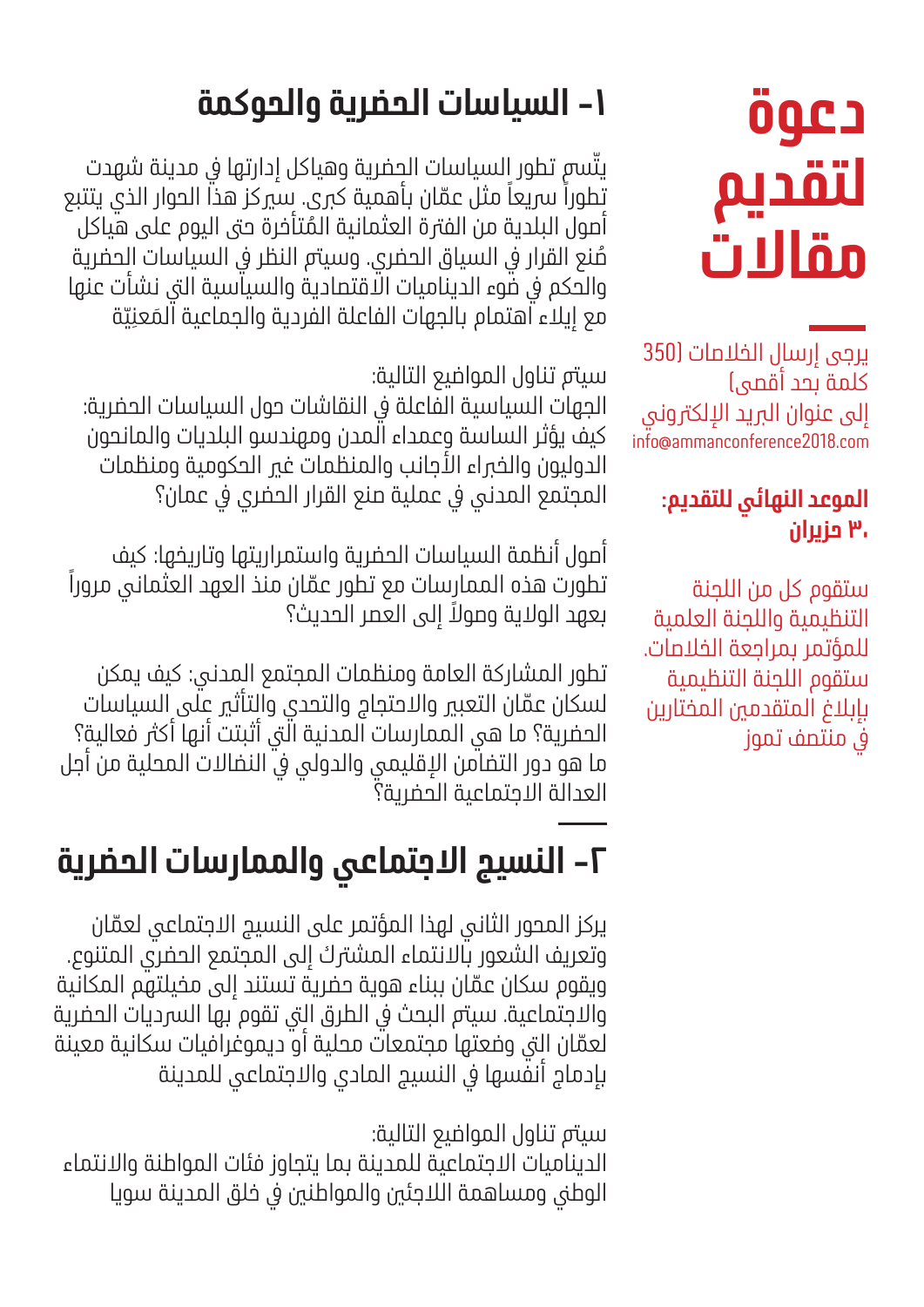# دعوة لتقديم مقالات

يرجى إرسال الخلاصات (350 كلمة بحد أقصى)
إلى عنوان البريد الإلكتروني
info@ammanconference2018.com

**الموعد النهائي للتقديم:**
**٣٠ حزيران**

ستقوم كل من اللجنة التنظيمية واللجنة العلمية للمؤتمر بمراجعة الخلاصات. ستقوم اللجنة التنظيمية بإبلاغ المتقدمين المختارين في منتصف تموز

## ١- السياسات الحضرية والحوكمة

يتّسم تطور السياسات الحضرية وهياكل إدارتها في مدينة شهدت تطوراً سريعاً مثل عمّان بأهمية كبرى. سيركز هذا الحوار الذي يتتبع أصول البلدية من الفترة العثمانية المُتأخرة حتى اليوم على هياكل صُنع القرار في السياق الحضري. وسيتم النظر في السياسات الحضرية والحكم في ضوء الديناميات الاقتصادية والسياسية التي نشأت عنها مع إيلاء اهتمام بالجهات الفاعلة الفردية والجماعية المَعنِيّة

سيتم تناول المواضيع التالية:
الجهات السياسية الفاعلة في النقاشات حول السياسات الحضرية: كيف يؤثر الساسة وعمداء المدن ومهندسو البلديات والمانحون الدوليون والخبراء الأجانب والمنظمات غير الحكومية ومنظمات المجتمع المدني في عملية صنع القرار الحضري في عمان؟

أصول أنظمة السياسات الحضرية واستمراريتها وتاريخها: كيف تطورت هذه الممارسات مع تطور عمّان منذ العهد العثماني مروراً بعهد الولاية وصولاً إلى العصر الحديث؟

تطور المشاركة العامة ومنظمات المجتمع المدني: كيف يمكن لسكان عمّان التعبير والاحتجاج والتحدي والتأثير على السياسات الحضرية؟ ما هي الممارسات المدنية التي أثبتت أنها أكثر فعالية؟ ما هو دور التضامن الإقليمي والدولي في النضالات المحلية من أجل العدالة الاجتماعية الحضرية؟

## ٢- النسيج الاجتماعي والممارسات الحضرية

يركز المحور الثاني لهذا المؤتمر على النسيج الاجتماعي لعمّان وتعريف الشعور بالانتماء المشترك إلى المجتمع الحضري المتنوع. ويقوم سكان عمّان ببناء هوية حضرية تستند إلى مخيلتهم المكانية والاجتماعية. سيتم البحث في الطرق التي تقوم بها السرديات الحضرية لعمّان التي وضعتها مجتمعات محلية أو ديموغرافيات سكانية معينة بإدماج أنفسها في النسيج المادي والاجتماعي للمدينة

سيتم تناول المواضيع التالية:
الديناميات الاجتماعية للمدينة بما يتجاوز فئات المواطنة والانتماء الوطني ومساهمة اللاجئين والمواطنين في خلق المدينة سويا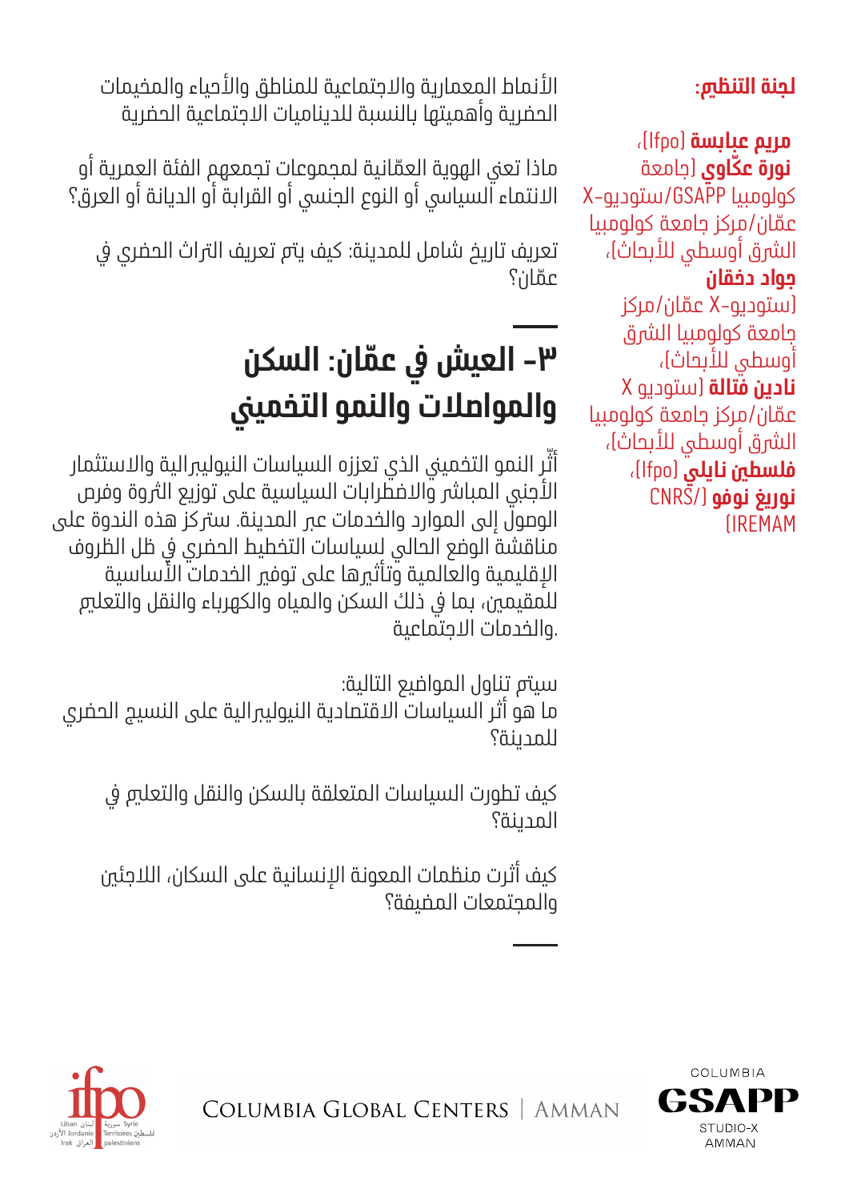الأنماط المعمارية والاجتماعية للمناطق والأحياء والمخيمات الحضرية وأهميتها بالنسبة للديناميات الاجتماعية الحضرية

ماذا تعني الهوية العمّانية لمجموعات تجمعهم الفئة العمرية أو الانتماء السياسي أو النوع الجنسي أو القرابة أو الديانة أو العرق؟

تعريف تاريخ شامل للمدينة: كيف يتم تعريف التراث الحضري في عمّان؟

## ٣- العيش في عمّان: السكن والمواصلات والنمو التخميني

أثّر النمو التخميني الذي تعززه السياسات النيوليبرالية والاستثمار الأجنبي المباشر والاضطرابات السياسية على توزيع الثروة وفرص الوصول إلى الموارد والخدمات عبر المدينة. ستركز هذه الندوة على مناقشة الوضع الحالي لسياسات التخطيط الحضري في ظل الظروف الإقليمية والعالمية وتأثيرها على توفير الخدمات الأساسية للمقيمين، بما في ذلك السكن والمياه والكهرباء والنقل والتعليم والخدمات الاجتماعية.

سيتم تناول المواضيع التالية:
ما هو أثر السياسات الاقتصادية النيوليبرالية على النسيج الحضري للمدينة؟

كيف تطورت السياسات المتعلقة بالسكن والنقل والتعليم في المدينة؟

كيف أثرت منظمات المعونة الإنسانية على السكان، اللاجئين والمجتمعات المضيفة؟

## لجنة التنظيم:

**مريم عبابسة** (Ifpo)،
**نورة عكّاوي** (جامعة كولومبيا GSAPP/ستوديو-X عمّان/مركز جامعة كولومبيا الشرق أوسطي للأبحاث)،
**جواد دحقان** (ستوديو-X عمّان/مركز جامعة كولومبيا الشرق أوسطي للأبحاث)،
**نادين فتالة** (ستوديو X عمّان/مركز جامعة كولومبيا الشرق أوسطي للأبحاث)،
**فلسطين نايلي** (Ifpo)،
**نوريغ نوفو** (CNRS/IREMAM)

ifpo — Liban لبنان، Syrie سورية، Jordanie الأردن، Territoires palestiniens فلسطين، Irak العراق

Columbia Global Centers | Amman

Columbia GSAPP Studio-X Amman